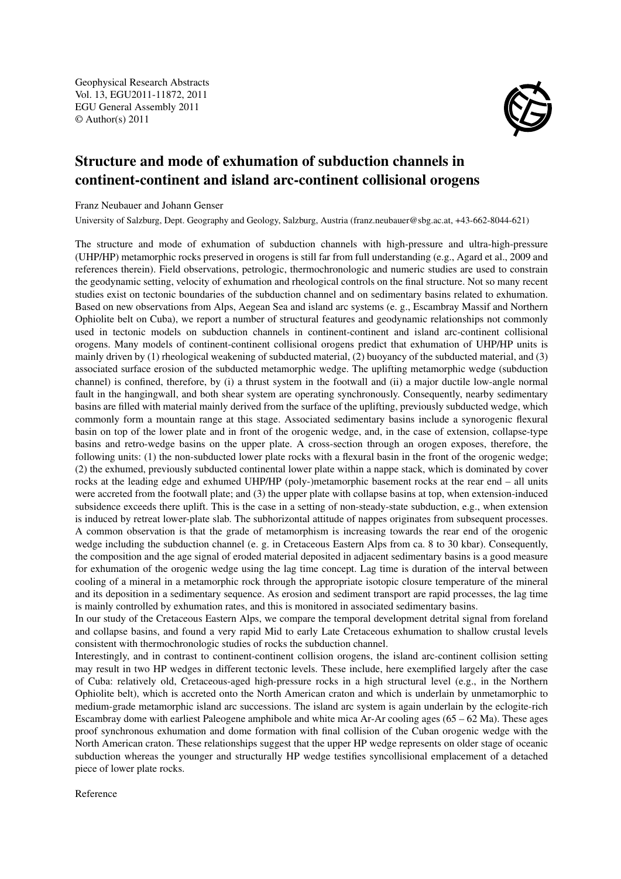Geophysical Research Abstracts
Vol. 13, EGU2011-11872, 2011
EGU General Assembly 2011
© Author(s) 2011

# Structure and mode of exhumation of subduction channels in continent-continent and island arc-continent collisional orogens

Franz Neubauer and Johann Genser

University of Salzburg, Dept. Geography and Geology, Salzburg, Austria (franz.neubauer@sbg.ac.at, +43-662-8044-621)

The structure and mode of exhumation of subduction channels with high-pressure and ultra-high-pressure (UHP/HP) metamorphic rocks preserved in orogens is still far from full understanding (e.g., Agard et al., 2009 and references therein). Field observations, petrologic, thermochronologic and numeric studies are used to constrain the geodynamic setting, velocity of exhumation and rheological controls on the final structure. Not so many recent studies exist on tectonic boundaries of the subduction channel and on sedimentary basins related to exhumation. Based on new observations from Alps, Aegean Sea and island arc systems (e. g., Escambray Massif and Northern Ophiolite belt on Cuba), we report a number of structural features and geodynamic relationships not commonly used in tectonic models on subduction channels in continent-continent and island arc-continent collisional orogens. Many models of continent-continent collisional orogens predict that exhumation of UHP/HP units is mainly driven by (1) rheological weakening of subducted material, (2) buoyancy of the subducted material, and (3) associated surface erosion of the subducted metamorphic wedge. The uplifting metamorphic wedge (subduction channel) is confined, therefore, by (i) a thrust system in the footwall and (ii) a major ductile low-angle normal fault in the hangingwall, and both shear system are operating synchronously. Consequently, nearby sedimentary basins are filled with material mainly derived from the surface of the uplifting, previously subducted wedge, which commonly form a mountain range at this stage. Associated sedimentary basins include a synorogenic flexural basin on top of the lower plate and in front of the orogenic wedge, and, in the case of extension, collapse-type basins and retro-wedge basins on the upper plate. A cross-section through an orogen exposes, therefore, the following units: (1) the non-subducted lower plate rocks with a flexural basin in the front of the orogenic wedge; (2) the exhumed, previously subducted continental lower plate within a nappe stack, which is dominated by cover rocks at the leading edge and exhumed UHP/HP (poly-)metamorphic basement rocks at the rear end – all units were accreted from the footwall plate; and (3) the upper plate with collapse basins at top, when extension-induced subsidence exceeds there uplift. This is the case in a setting of non-steady-state subduction, e.g., when extension is induced by retreat lower-plate slab. The subhorizontal attitude of nappes originates from subsequent processes. A common observation is that the grade of metamorphism is increasing towards the rear end of the orogenic wedge including the subduction channel (e. g. in Cretaceous Eastern Alps from ca. 8 to 30 kbar). Consequently, the composition and the age signal of eroded material deposited in adjacent sedimentary basins is a good measure for exhumation of the orogenic wedge using the lag time concept. Lag time is duration of the interval between cooling of a mineral in a metamorphic rock through the appropriate isotopic closure temperature of the mineral and its deposition in a sedimentary sequence. As erosion and sediment transport are rapid processes, the lag time is mainly controlled by exhumation rates, and this is monitored in associated sedimentary basins.

In our study of the Cretaceous Eastern Alps, we compare the temporal development detrital signal from foreland and collapse basins, and found a very rapid Mid to early Late Cretaceous exhumation to shallow crustal levels consistent with thermochronologic studies of rocks the subduction channel.

Interestingly, and in contrast to continent-continent collision orogens, the island arc-continent collision setting may result in two HP wedges in different tectonic levels. These include, here exemplified largely after the case of Cuba: relatively old, Cretaceous-aged high-pressure rocks in a high structural level (e.g., in the Northern Ophiolite belt), which is accreted onto the North American craton and which is underlain by unmetamorphic to medium-grade metamorphic island arc successions. The island arc system is again underlain by the eclogite-rich Escambray dome with earliest Paleogene amphibole and white mica Ar-Ar cooling ages (65 – 62 Ma). These ages proof synchronous exhumation and dome formation with final collision of the Cuban orogenic wedge with the North American craton. These relationships suggest that the upper HP wedge represents on older stage of oceanic subduction whereas the younger and structurally HP wedge testifies syncollisional emplacement of a detached piece of lower plate rocks.

Reference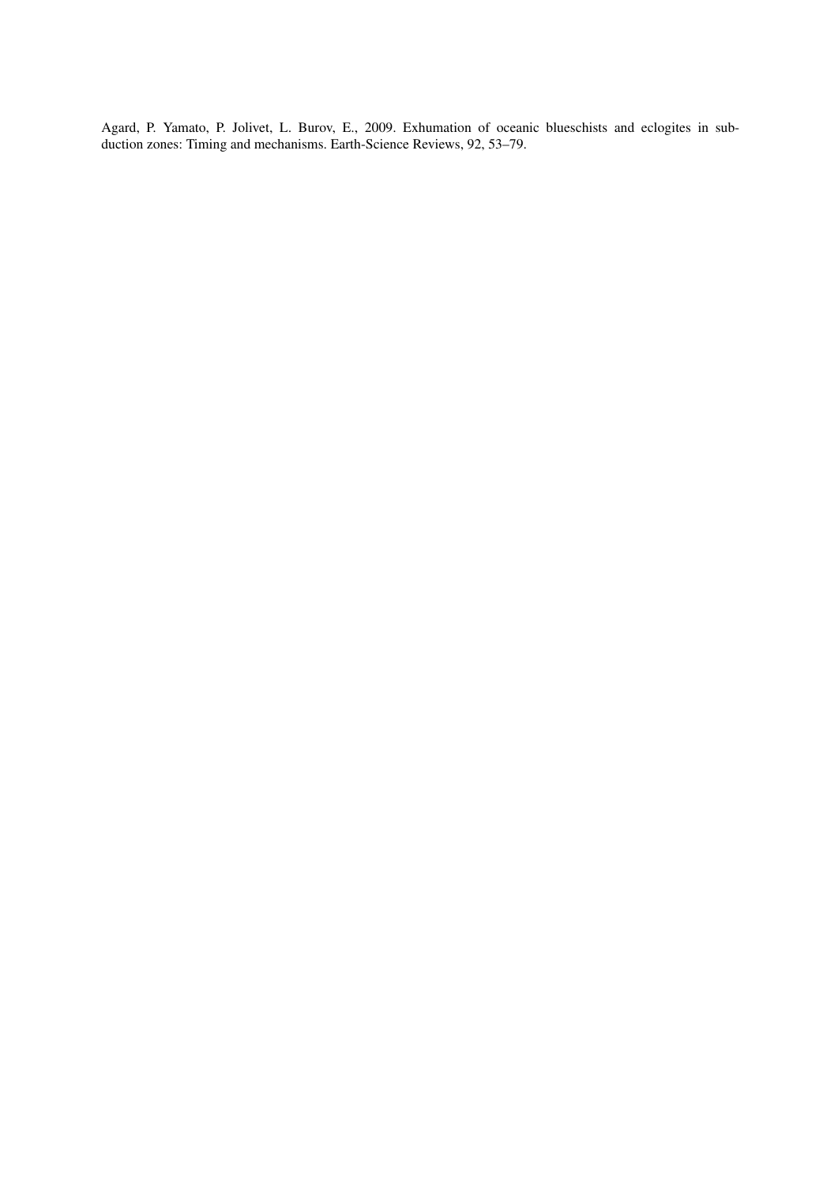Agard, P. Yamato, P. Jolivet, L. Burov, E., 2009. Exhumation of oceanic blueschists and eclogites in subduction zones: Timing and mechanisms. Earth-Science Reviews, 92, 53–79.